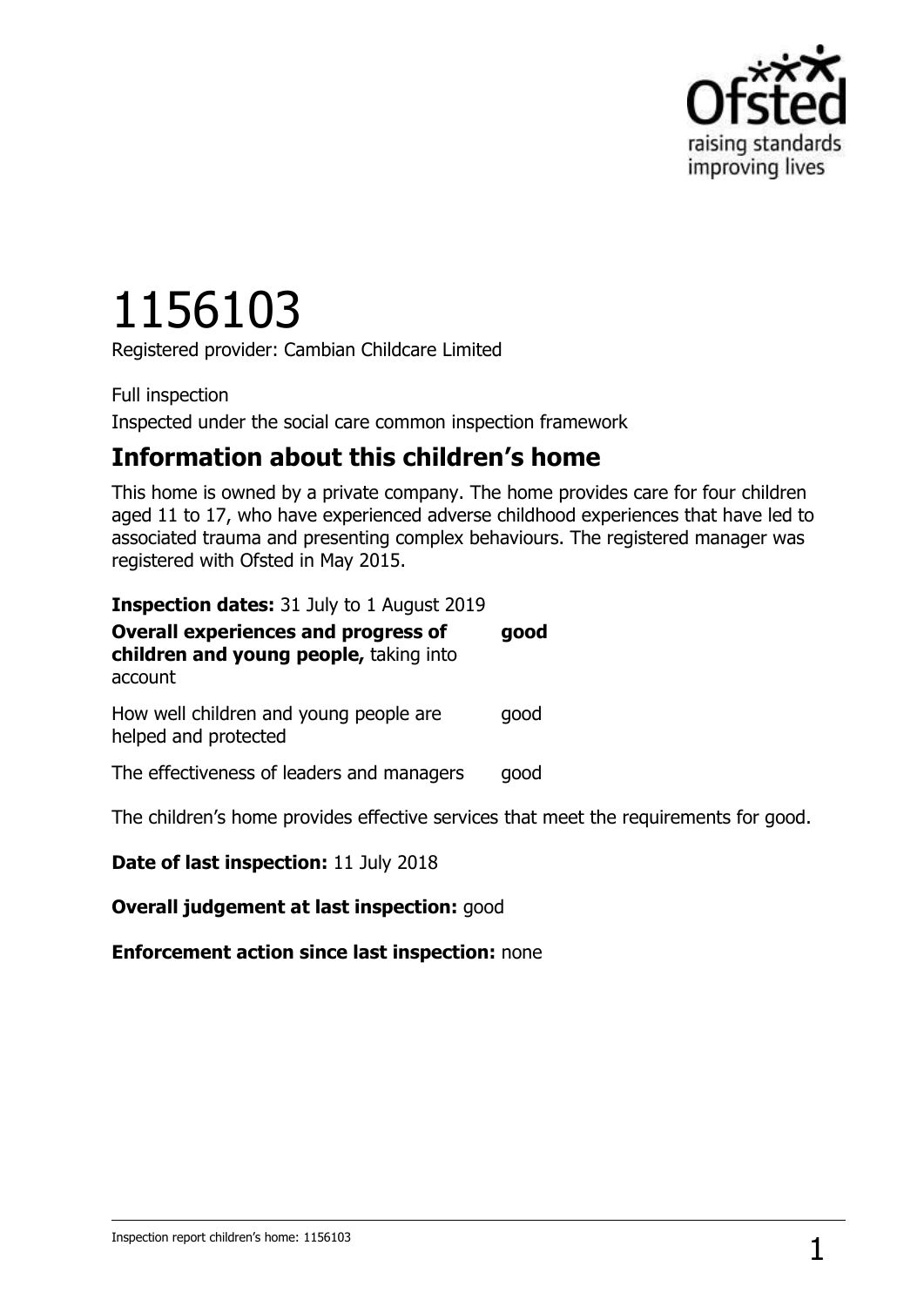# 1156103

Registered provider: Cambian Childcare Limited

Full inspection

Inspected under the social care common inspection framework

## Information about this children's home

This home is owned by a private company. The home provides care for four children aged 11 to 17, who have experienced adverse childhood experiences that have led to associated trauma and presenting complex behaviours. The registered manager was registered with Ofsted in May 2015.

**Inspection dates:** 31 July to 1 August 2019

| | |
|---|---|
| **Overall experiences and progress of children and young people,** taking into account | **good** |
| How well children and young people are helped and protected | good |
| The effectiveness of leaders and managers | good |

The children's home provides effective services that meet the requirements for good.

**Date of last inspection:** 11 July 2018

**Overall judgement at last inspection:** good

**Enforcement action since last inspection:** none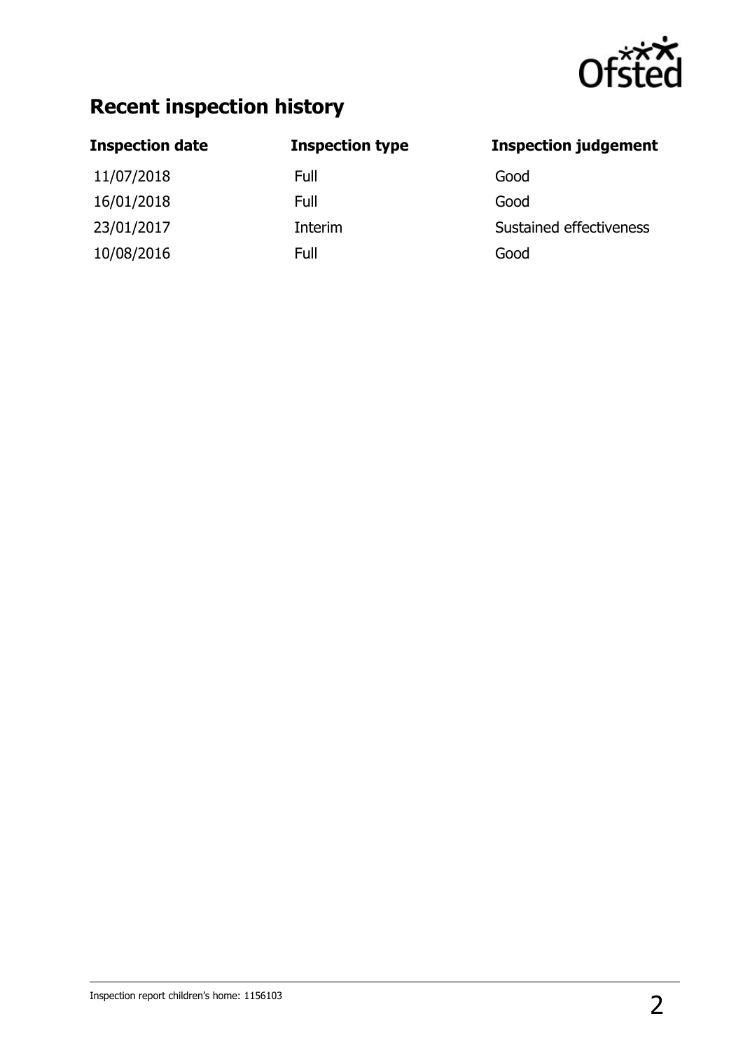## Recent inspection history

| Inspection date | Inspection type | Inspection judgement |
| --- | --- | --- |
| 11/07/2018 | Full | Good |
| 16/01/2018 | Full | Good |
| 23/01/2017 | Interim | Sustained effectiveness |
| 10/08/2016 | Full | Good |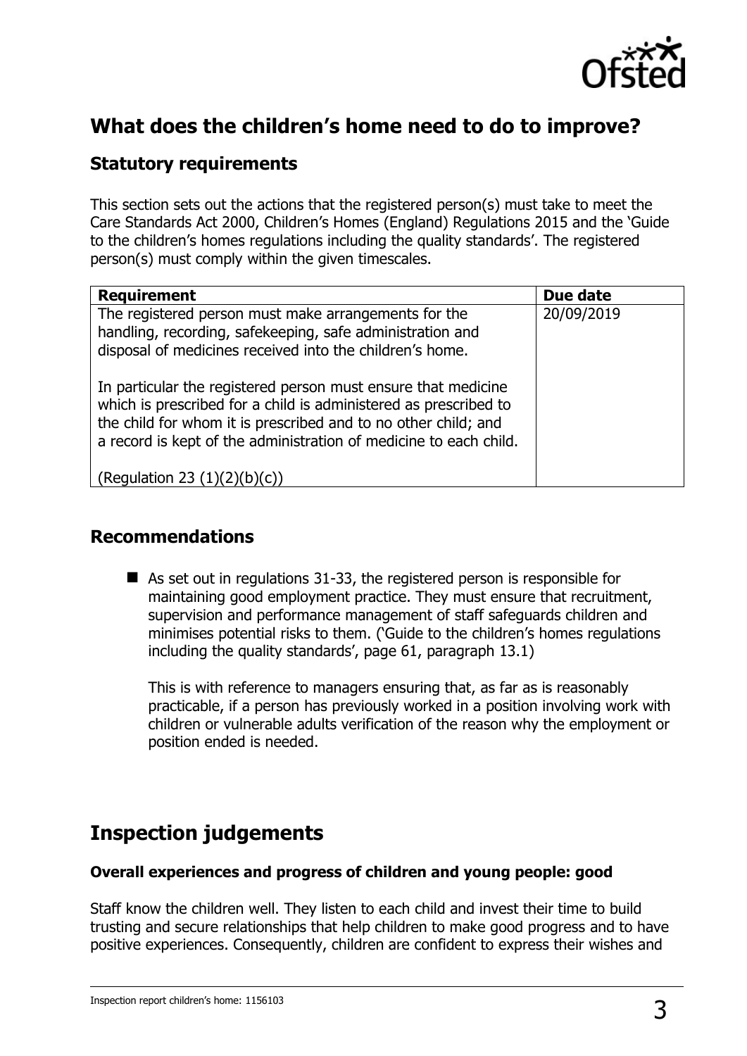## What does the children's home need to do to improve?

### Statutory requirements

This section sets out the actions that the registered person(s) must take to meet the Care Standards Act 2000, Children's Homes (England) Regulations 2015 and the 'Guide to the children's homes regulations including the quality standards'. The registered person(s) must comply within the given timescales.

| Requirement | Due date |
| --- | --- |
| The registered person must make arrangements for the handling, recording, safekeeping, safe administration and disposal of medicines received into the children's home.<br><br>In particular the registered person must ensure that medicine which is prescribed for a child is administered as prescribed to the child for whom it is prescribed and to no other child; and a record is kept of the administration of medicine to each child.<br><br>(Regulation 23 (1)(2)(b)(c)) | 20/09/2019 |

### Recommendations

- As set out in regulations 31-33, the registered person is responsible for maintaining good employment practice. They must ensure that recruitment, supervision and performance management of staff safeguards children and minimises potential risks to them. ('Guide to the children's homes regulations including the quality standards', page 61, paragraph 13.1)

  This is with reference to managers ensuring that, as far as is reasonably practicable, if a person has previously worked in a position involving work with children or vulnerable adults verification of the reason why the employment or position ended is needed.

## Inspection judgements

#### Overall experiences and progress of children and young people: good

Staff know the children well. They listen to each child and invest their time to build trusting and secure relationships that help children to make good progress and to have positive experiences. Consequently, children are confident to express their wishes and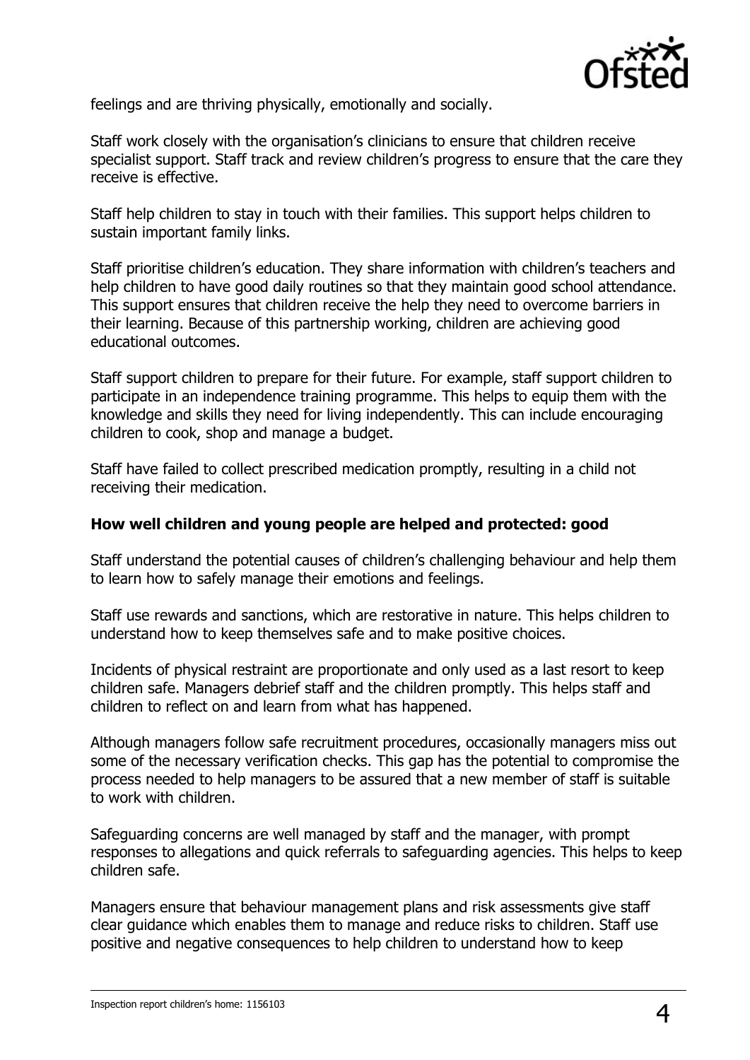feelings and are thriving physically, emotionally and socially.

Staff work closely with the organisation's clinicians to ensure that children receive specialist support. Staff track and review children's progress to ensure that the care they receive is effective.

Staff help children to stay in touch with their families. This support helps children to sustain important family links.

Staff prioritise children's education. They share information with children's teachers and help children to have good daily routines so that they maintain good school attendance. This support ensures that children receive the help they need to overcome barriers in their learning. Because of this partnership working, children are achieving good educational outcomes.

Staff support children to prepare for their future. For example, staff support children to participate in an independence training programme. This helps to equip them with the knowledge and skills they need for living independently. This can include encouraging children to cook, shop and manage a budget.

Staff have failed to collect prescribed medication promptly, resulting in a child not receiving their medication.

**How well children and young people are helped and protected: good**

Staff understand the potential causes of children's challenging behaviour and help them to learn how to safely manage their emotions and feelings.

Staff use rewards and sanctions, which are restorative in nature. This helps children to understand how to keep themselves safe and to make positive choices.

Incidents of physical restraint are proportionate and only used as a last resort to keep children safe. Managers debrief staff and the children promptly. This helps staff and children to reflect on and learn from what has happened.

Although managers follow safe recruitment procedures, occasionally managers miss out some of the necessary verification checks. This gap has the potential to compromise the process needed to help managers to be assured that a new member of staff is suitable to work with children.

Safeguarding concerns are well managed by staff and the manager, with prompt responses to allegations and quick referrals to safeguarding agencies. This helps to keep children safe.

Managers ensure that behaviour management plans and risk assessments give staff clear guidance which enables them to manage and reduce risks to children. Staff use positive and negative consequences to help children to understand how to keep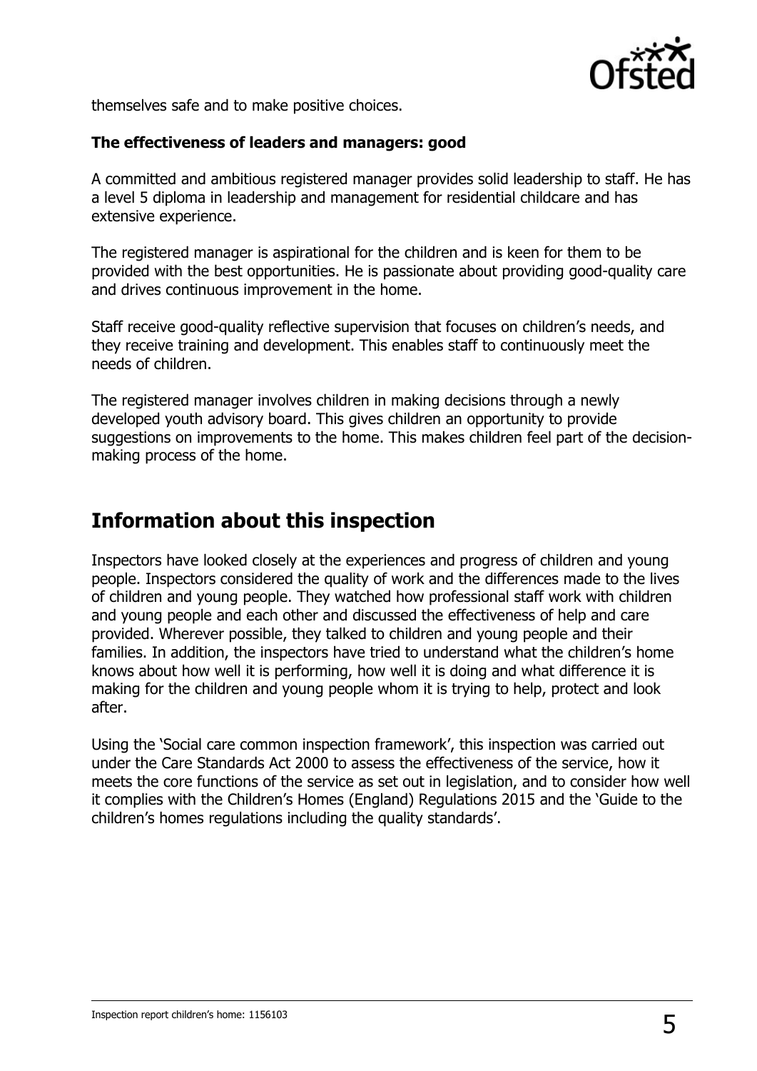themselves safe and to make positive choices.

**The effectiveness of leaders and managers: good**

A committed and ambitious registered manager provides solid leadership to staff. He has a level 5 diploma in leadership and management for residential childcare and has extensive experience.

The registered manager is aspirational for the children and is keen for them to be provided with the best opportunities. He is passionate about providing good-quality care and drives continuous improvement in the home.

Staff receive good-quality reflective supervision that focuses on children's needs, and they receive training and development. This enables staff to continuously meet the needs of children.

The registered manager involves children in making decisions through a newly developed youth advisory board. This gives children an opportunity to provide suggestions on improvements to the home. This makes children feel part of the decision-making process of the home.

## Information about this inspection

Inspectors have looked closely at the experiences and progress of children and young people. Inspectors considered the quality of work and the differences made to the lives of children and young people. They watched how professional staff work with children and young people and each other and discussed the effectiveness of help and care provided. Wherever possible, they talked to children and young people and their families. In addition, the inspectors have tried to understand what the children's home knows about how well it is performing, how well it is doing and what difference it is making for the children and young people whom it is trying to help, protect and look after.

Using the 'Social care common inspection framework', this inspection was carried out under the Care Standards Act 2000 to assess the effectiveness of the service, how it meets the core functions of the service as set out in legislation, and to consider how well it complies with the Children's Homes (England) Regulations 2015 and the 'Guide to the children's homes regulations including the quality standards'.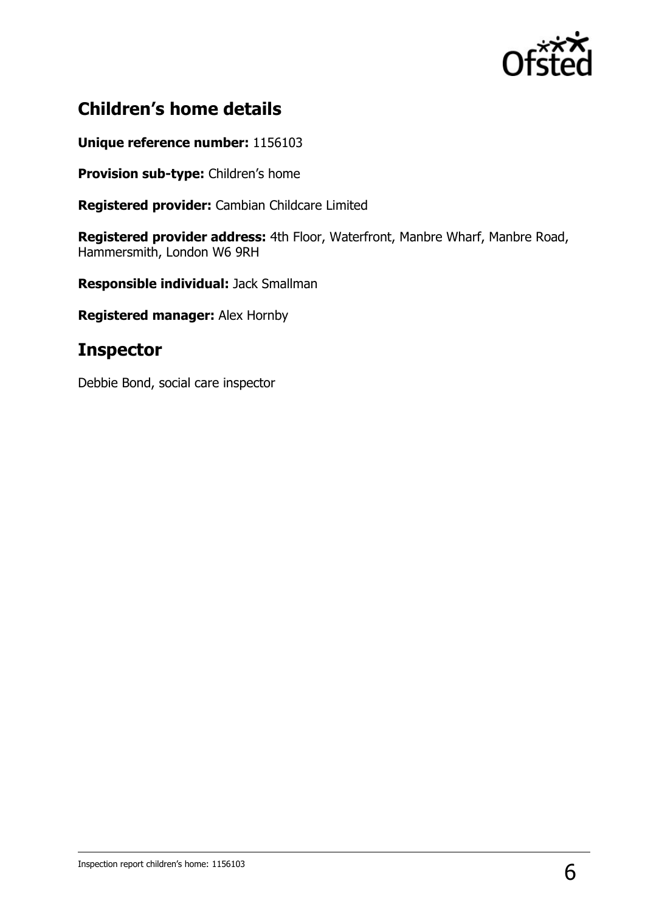## Children's home details

**Unique reference number:** 1156103

**Provision sub-type:** Children's home

**Registered provider:** Cambian Childcare Limited

**Registered provider address:** 4th Floor, Waterfront, Manbre Wharf, Manbre Road, Hammersmith, London W6 9RH

**Responsible individual:** Jack Smallman

**Registered manager:** Alex Hornby

## Inspector

Debbie Bond, social care inspector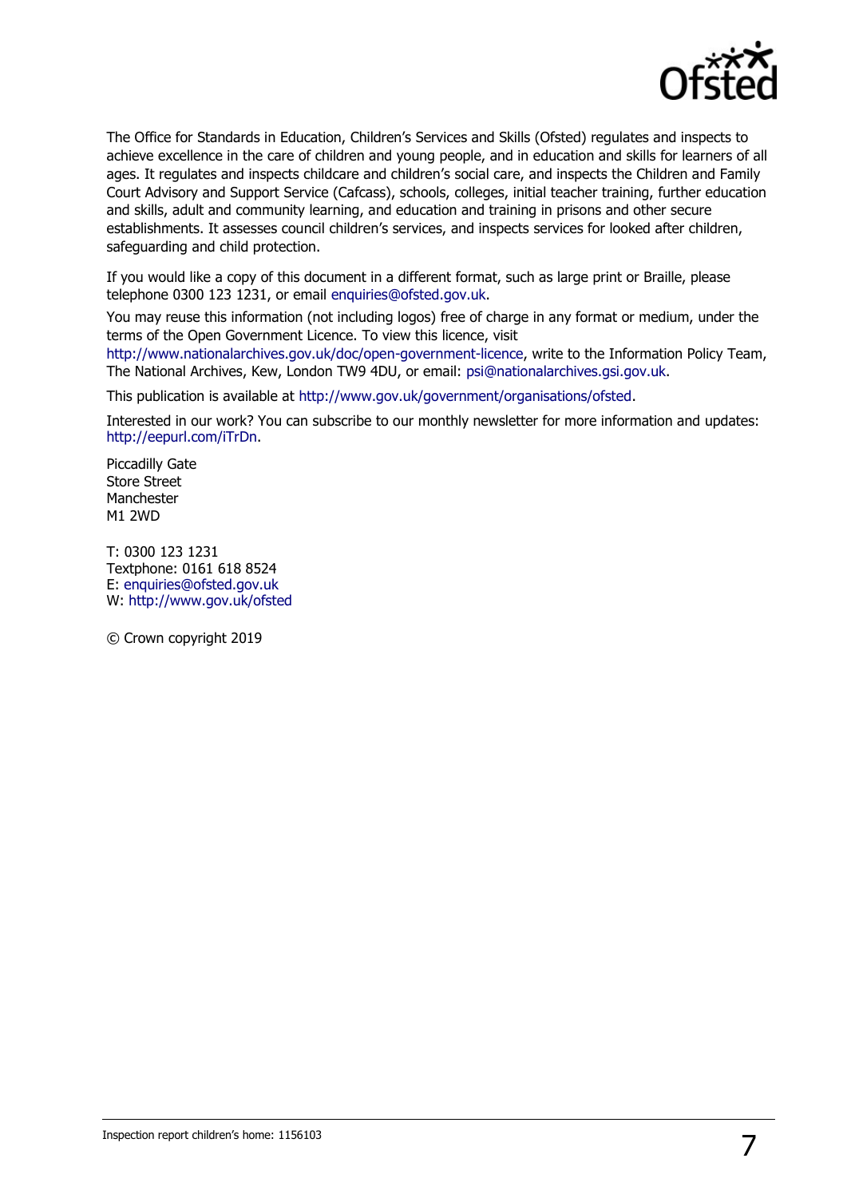The Office for Standards in Education, Children's Services and Skills (Ofsted) regulates and inspects to achieve excellence in the care of children and young people, and in education and skills for learners of all ages. It regulates and inspects childcare and children's social care, and inspects the Children and Family Court Advisory and Support Service (Cafcass), schools, colleges, initial teacher training, further education and skills, adult and community learning, and education and training in prisons and other secure establishments. It assesses council children's services, and inspects services for looked after children, safeguarding and child protection.

If you would like a copy of this document in a different format, such as large print or Braille, please telephone 0300 123 1231, or email enquiries@ofsted.gov.uk.

You may reuse this information (not including logos) free of charge in any format or medium, under the terms of the Open Government Licence. To view this licence, visit http://www.nationalarchives.gov.uk/doc/open-government-licence, write to the Information Policy Team, The National Archives, Kew, London TW9 4DU, or email: psi@nationalarchives.gsi.gov.uk.

This publication is available at http://www.gov.uk/government/organisations/ofsted.

Interested in our work? You can subscribe to our monthly newsletter for more information and updates: http://eepurl.com/iTrDn.

Piccadilly Gate
Store Street
Manchester
M1 2WD

T: 0300 123 1231
Textphone: 0161 618 8524
E: enquiries@ofsted.gov.uk
W: http://www.gov.uk/ofsted

© Crown copyright 2019